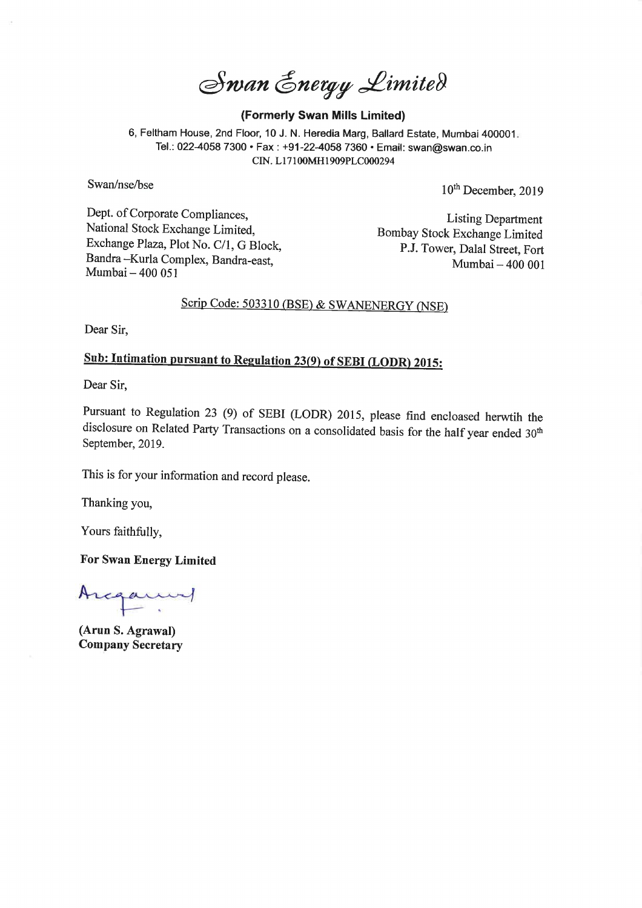# Swan Energy Limited

**(Formerly Swan Mills Limited)**

6, Feltham House, 2nd Floor, 10 J. N. Heredia Marg, Ballard Estate, Mumbai 400001.
Tel.: 022-4058 7300 • Fax : +91-22-4058 7360 • Email: swan@swan.co.in
CIN. L17100MH1909PLC000294

Swan/nse/bse

10th December, 2019

Dept. of Corporate Compliances,
National Stock Exchange Limited,
Exchange Plaza, Plot No. C/1, G Block,
Bandra –Kurla Complex, Bandra-east,
Mumbai – 400 051

Listing Department
Bombay Stock Exchange Limited
P.J. Tower, Dalal Street, Fort
Mumbai – 400 001

Scrip Code: 503310 (BSE) & SWANENERGY (NSE)

Dear Sir,

**Sub: Intimation pursuant to Regulation 23(9) of SEBI (LODR) 2015:**

Dear Sir,

Pursuant to Regulation 23 (9) of SEBI (LODR) 2015, please find encloased herwtih the disclosure on Related Party Transactions on a consolidated basis for the half year ended 30th September, 2019.

This is for your information and record please.

Thanking you,

Yours faithfully,

**For Swan Energy Limited**

**(Arun S. Agrawal)**
**Company Secretary**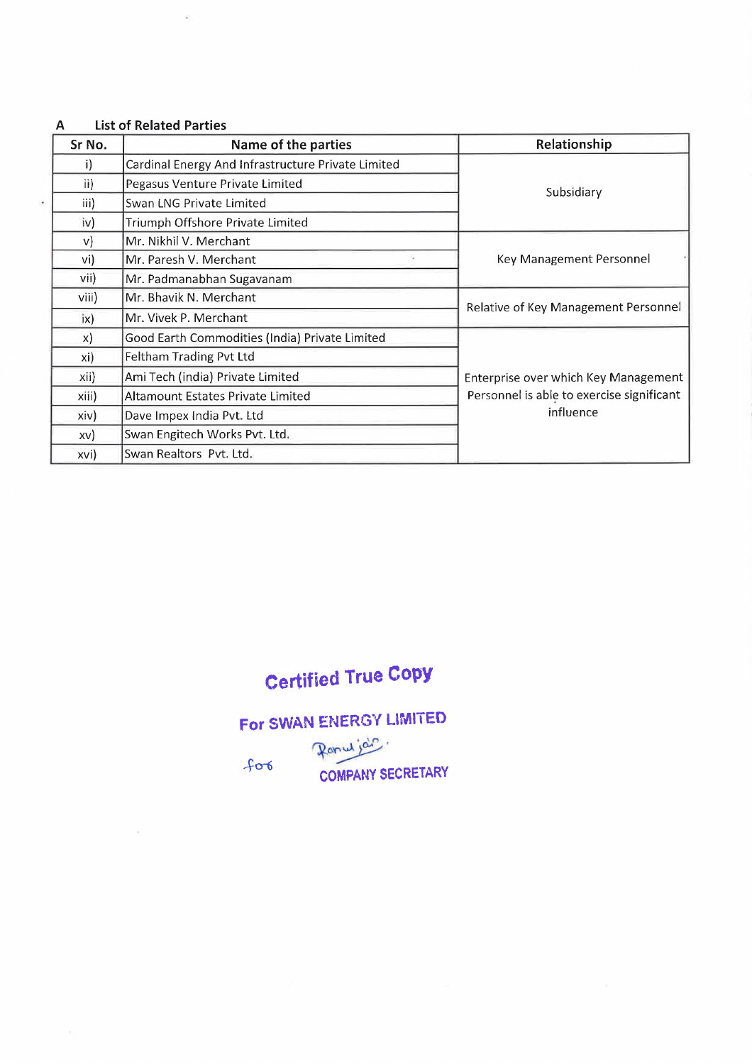**A List of Related Parties**

| Sr No. | Name of the parties | Relationship |
|---|---|---|
| i) | Cardinal Energy And Infrastructure Private Limited | Subsidiary |
| ii) | Pegasus Venture Private Limited | |
| iii) | Swan LNG Private Limited | |
| iv) | Triumph Offshore Private Limited | |
| v) | Mr. Nikhil V. Merchant | Key Management Personnel |
| vi) | Mr. Paresh V. Merchant | |
| vii) | Mr. Padmanabhan Sugavanam | |
| viii) | Mr. Bhavik N. Merchant | Relative of Key Management Personnel |
| ix) | Mr. Vivek P. Merchant | |
| x) | Good Earth Commodities (India) Private Limited | Enterprise over which Key Management Personnel is able to exercise significant influence |
| xi) | Feltham Trading Pvt Ltd | |
| xii) | Ami Tech (india) Private Limited | |
| xiii) | Altamount Estates Private Limited | |
| xiv) | Dave Impex India Pvt. Ltd | |
| xv) | Swan Engitech Works Pvt. Ltd. | |
| xvi) | Swan Realtors Pvt. Ltd. | |

Certified True Copy

For SWAN ENERGY LIMITED

for

COMPANY SECRETARY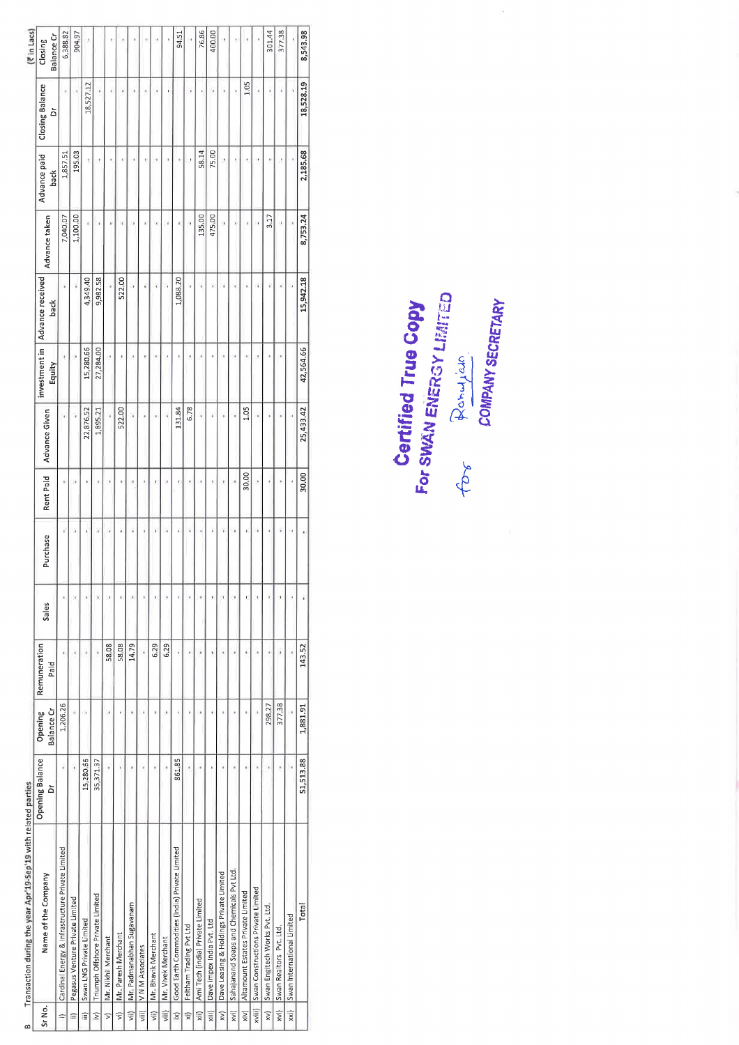B Transaction during the year Apr'19-Sep'19 with related parties

(₹ in Lacs)

| Sr No. | Name of the Company | Opening Balance Dr | Opening Balance Cr | Remuneration Paid | Sales | Purchase | Rent Paid | Advance Given | investment in Equity | Advance received back | Advance taken | Advance paid back | Closing Balance Dr | Closing Balance Cr |
|---|---|---|---|---|---|---|---|---|---|---|---|---|---|---|
| i) | Cardinal Energy & Infrastructure Private Limited | - | 1,206.26 | - | - | - | - | - | - | - | 7,040.07 | 1,857.51 | - | 6,388.82 |
| ii) | Pegasus Venture Private Limited | - | - | - | - | - | - | - | - | - | 1,100.00 | 195.03 | - | 904.97 |
| iii) | Swan LNG Private Limited | 15,280.66 | - | - | - | - | - | 22,876.52 | 15,280.66 | 4,349.40 | - | - | 18,527.12 | - |
| iv) | Triumph Offshore Private Limited | 35,371.37 | - | - | - | - | - | 1,895.21 | 27,284.00 | 9,982.58 | - | - | - | - |
| v) | Mr. Nikhil Merchant | - | - | 58.08 | - | - | - | - | - | - | - | - | - | - |
| vi) | Mr. Paresh Merchant | - | - | 58.08 | - | - | - | 522.00 | - | 522.00 | - | - | - | - |
| vii) | Mr. Padmanabhan Sugavanam | - | - | 14.79 | - | - | - | - | - | - | - | - | - | - |
| viii) | V N M Associates | - | - | - | - | - | - | - | - | - | - | - | - | - |
| vii) | Mr. Bhavik Merchant | - | - | 6.29 | - | - | - | - | - | - | - | - | - | - |
| viii) | Mr. Vivek Merchant | - | - | 6.29 | - | - | - | - | - | - | - | - | - | - |
| ix) | Good Earth Commodities (India) Private Limited | 861.85 | - | - | - | - | - | 131.84 | - | 1,088.20 | - | - | - | 94.51 |
| x) | Feltham Trading Pvt Ltd | - | - | - | - | - | - | 6.78 | - | - | - | - | - | - |
| xi) | Ami Tech (India) Private Limited | - | - | - | - | - | - | - | - | - | 135.00 | 58.14 | - | 76.86 |
| xii) | Dave Impex India Pvt. Ltd | - | - | - | - | - | - | - | - | - | 475.00 | 75.00 | - | 400.00 |
| xv) | Dave Leasing & Holdings Private Limited | - | - | - | - | - | - | - | - | - | - | - | - | - |
| xvi) | Sahajanand Soaps and Chemicals Pvt Ltd. | - | - | - | - | - | - | - | - | - | - | - | - | - |
| xiv) | Altamount Estates Private Limited | - | - | - | - | - | 30.00 | 1.05 | - | - | - | - | 1.05 | - |
| xviii) | Swan Constructions Private Limited | - | - | - | - | - | - | - | - | - | - | - | - | - |
| xv) | Swan Engitech Works Pvt. Ltd. | - | 298.27 | - | - | - | - | - | - | - | 3.17 | - | - | 301.44 |
| xvi) | Swan Realtors Pvt. Ltd. | - | 377.38 | - | - | - | - | - | - | - | - | - | - | 377.38 |
| xxi) | Swan International Limited | - | - | - | - | - | - | - | - | - | - | - | - | - |
| | Total | 51,513.88 | 1,881.91 | 143.52 | - | - | 30.00 | 25,433.42 | 42,564.66 | 15,942.18 | 8,753.24 | 2,185.68 | 18,528.19 | 8,543.98 |

**Certified True Copy**

For SWAN ENERGY LIMITED

for

COMPANY SECRETARY